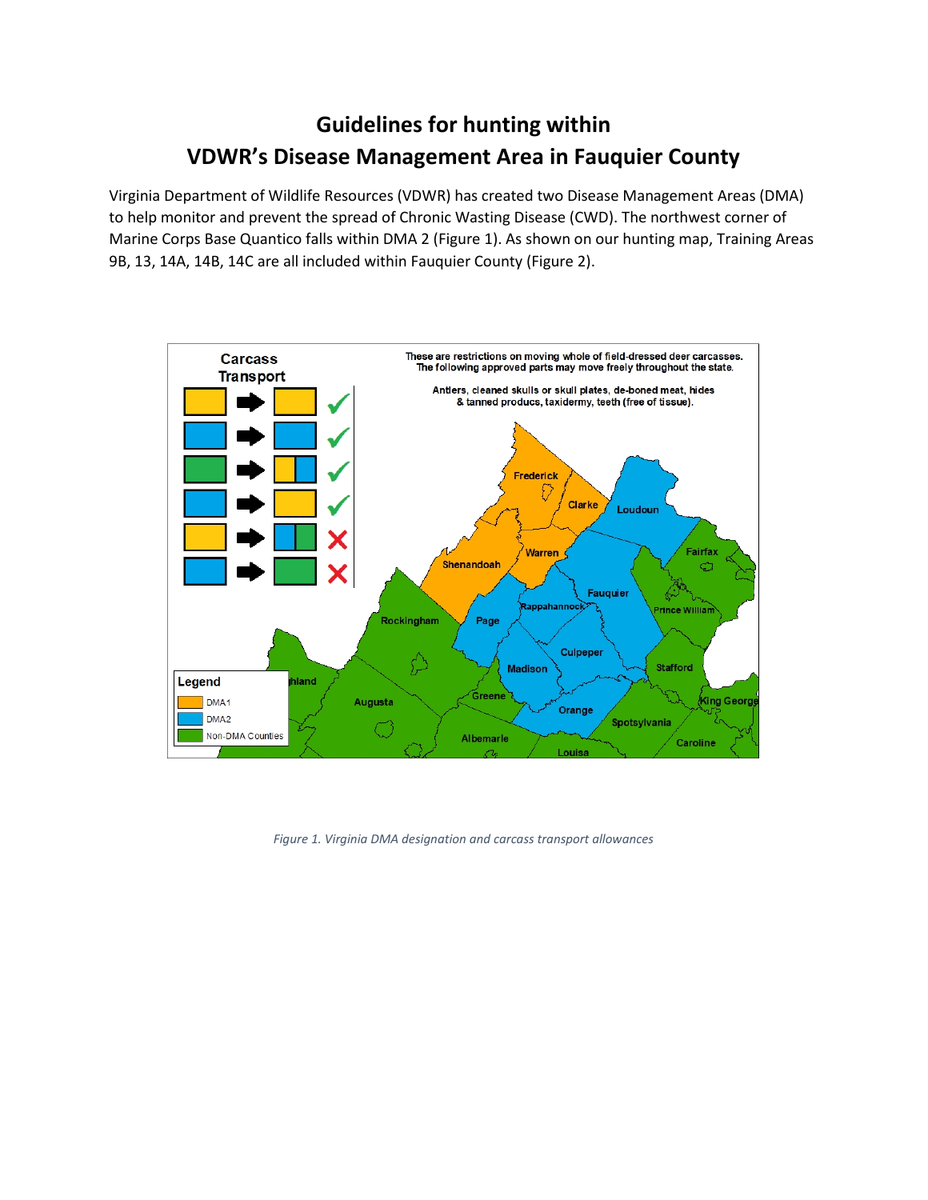# Guidelines for hunting within VDWR's Disease Management Area in Fauquier County

Virginia Department of Wildlife Resources (VDWR) has created two Disease Management Areas (DMA) to help monitor and prevent the spread of Chronic Wasting Disease (CWD). The northwest corner of Marine Corps Base Quantico falls within DMA 2 (Figure 1). As shown on our hunting map, Training Areas 9B, 13, 14A, 14B, 14C are all included within Fauquier County (Figure 2).

*Figure 1. Virginia DMA designation and carcass transport allowances*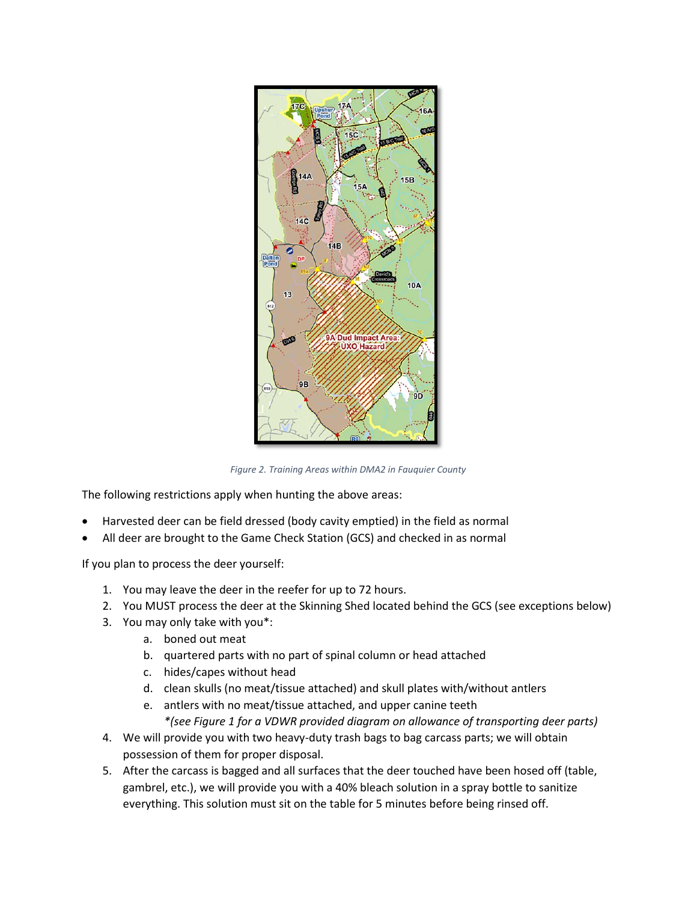*Figure 2. Training Areas within DMA2 in Fauquier County*

The following restrictions apply when hunting the above areas:

- Harvested deer can be field dressed (body cavity emptied) in the field as normal
- All deer are brought to the Game Check Station (GCS) and checked in as normal

If you plan to process the deer yourself:

1. You may leave the deer in the reefer for up to 72 hours.
2. You MUST process the deer at the Skinning Shed located behind the GCS (see exceptions below)
3. You may only take with you*:
   a. boned out meat
   b. quartered parts with no part of spinal column or head attached
   c. hides/capes without head
   d. clean skulls (no meat/tissue attached) and skull plates with/without antlers
   e. antlers with no meat/tissue attached, and upper canine teeth
   *\*(see Figure 1 for a VDWR provided diagram on allowance of transporting deer parts)*
4. We will provide you with two heavy-duty trash bags to bag carcass parts; we will obtain possession of them for proper disposal.
5. After the carcass is bagged and all surfaces that the deer touched have been hosed off (table, gambrel, etc.), we will provide you with a 40% bleach solution in a spray bottle to sanitize everything. This solution must sit on the table for 5 minutes before being rinsed off.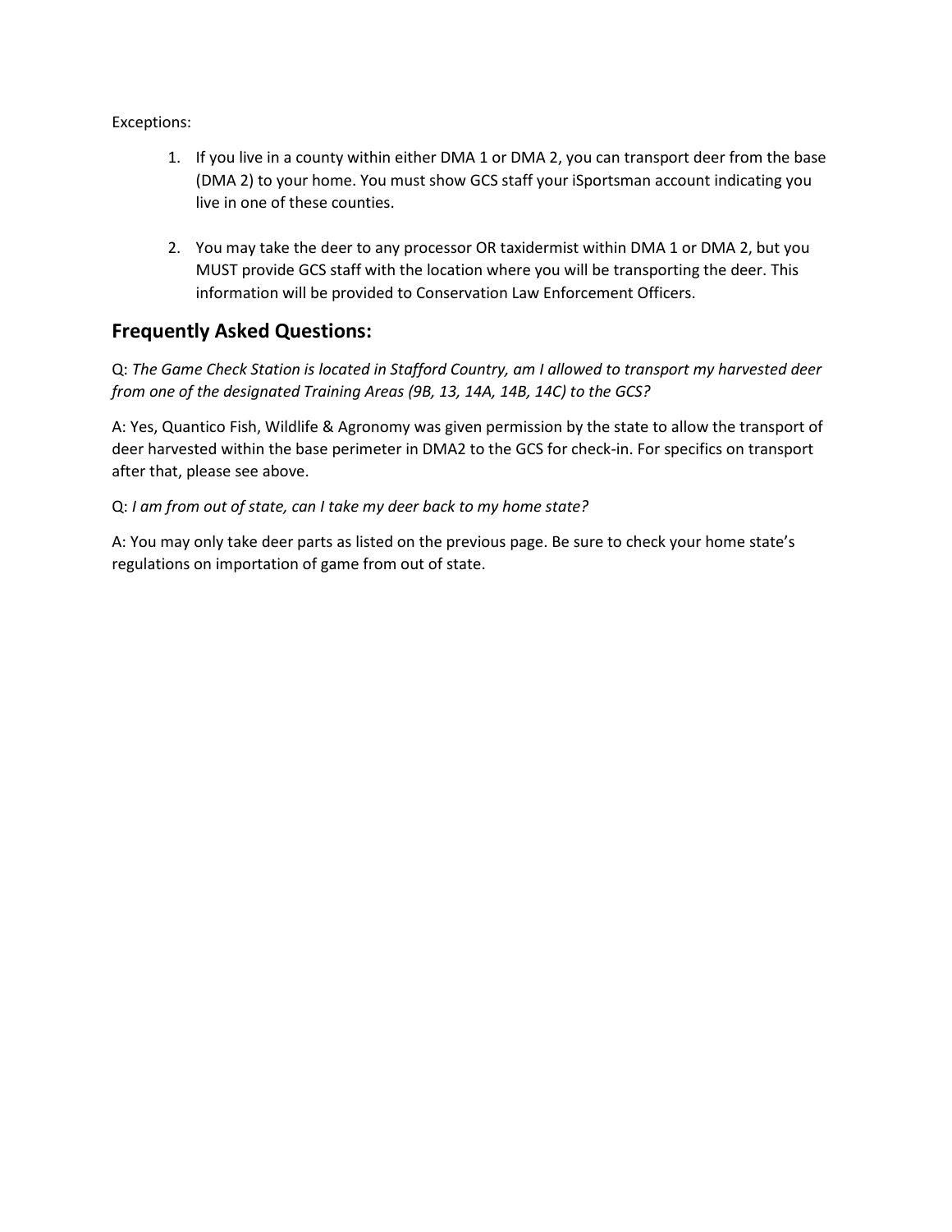Exceptions:

1. If you live in a county within either DMA 1 or DMA 2, you can transport deer from the base (DMA 2) to your home. You must show GCS staff your iSportsman account indicating you live in one of these counties.

2. You may take the deer to any processor OR taxidermist within DMA 1 or DMA 2, but you MUST provide GCS staff with the location where you will be transporting the deer. This information will be provided to Conservation Law Enforcement Officers.

## Frequently Asked Questions:

Q: *The Game Check Station is located in Stafford Country, am I allowed to transport my harvested deer from one of the designated Training Areas (9B, 13, 14A, 14B, 14C) to the GCS?*

A: Yes, Quantico Fish, Wildlife & Agronomy was given permission by the state to allow the transport of deer harvested within the base perimeter in DMA2 to the GCS for check-in. For specifics on transport after that, please see above.

Q: *I am from out of state, can I take my deer back to my home state?*

A: You may only take deer parts as listed on the previous page. Be sure to check your home state's regulations on importation of game from out of state.